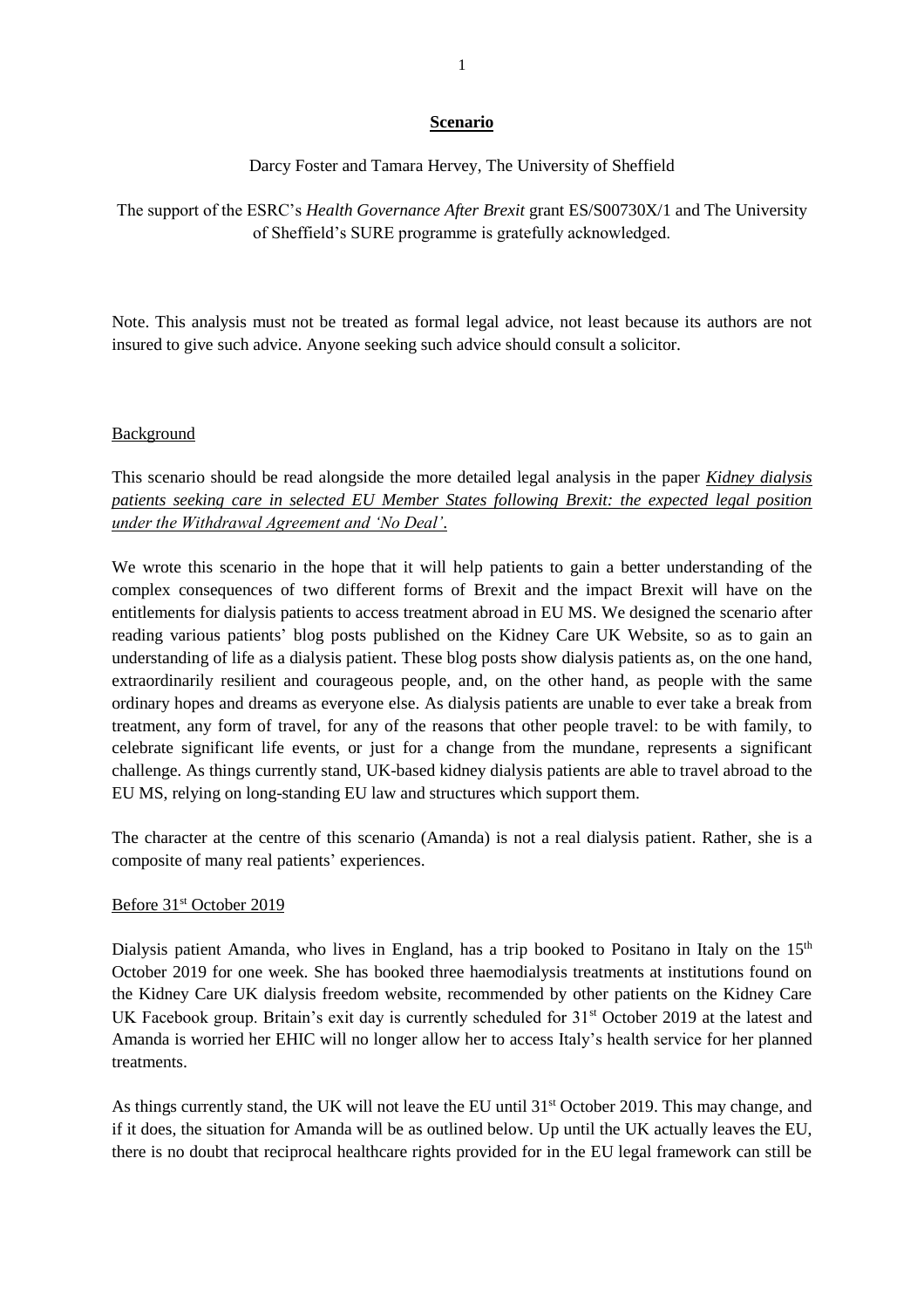## **Scenario**

Darcy Foster and Tamara Hervey, The University of Sheffield

The support of the ESRC's *Health Governance After Brexit* grant ES/S00730X/1 and The University of Sheffield's SURE programme is gratefully acknowledged.

Note. This analysis must not be treated as formal legal advice, not least because its authors are not insured to give such advice. Anyone seeking such advice should consult a solicitor.

### Background

This scenario should be read alongside the more detailed legal analysis in the paper *Kidney dialysis patients seeking care in selected EU Member States following Brexit: the expected legal position under the Withdrawal Agreement and 'No Deal'*.

We wrote this scenario in the hope that it will help patients to gain a better understanding of the complex consequences of two different forms of Brexit and the impact Brexit will have on the entitlements for dialysis patients to access treatment abroad in EU MS. We designed the scenario after reading various patients' blog posts published on the Kidney Care UK Website, so as to gain an understanding of life as a dialysis patient. These blog posts show dialysis patients as, on the one hand, extraordinarily resilient and courageous people, and, on the other hand, as people with the same ordinary hopes and dreams as everyone else. As dialysis patients are unable to ever take a break from treatment, any form of travel, for any of the reasons that other people travel: to be with family, to celebrate significant life events, or just for a change from the mundane, represents a significant challenge. As things currently stand, UK-based kidney dialysis patients are able to travel abroad to the EU MS, relying on long-standing EU law and structures which support them.

The character at the centre of this scenario (Amanda) is not a real dialysis patient. Rather, she is a composite of many real patients' experiences.

### Before 31st October 2019

Dialysis patient Amanda, who lives in England, has a trip booked to Positano in Italy on the 15th October 2019 for one week. She has booked three haemodialysis treatments at institutions found on the Kidney Care UK dialysis freedom website, recommended by other patients on the Kidney Care UK Facebook group. Britain's exit day is currently scheduled for 31st October 2019 at the latest and Amanda is worried her EHIC will no longer allow her to access Italy's health service for her planned treatments.

As things currently stand, the UK will not leave the EU until 31st October 2019. This may change, and if it does, the situation for Amanda will be as outlined below. Up until the UK actually leaves the EU, there is no doubt that reciprocal healthcare rights provided for in the EU legal framework can still be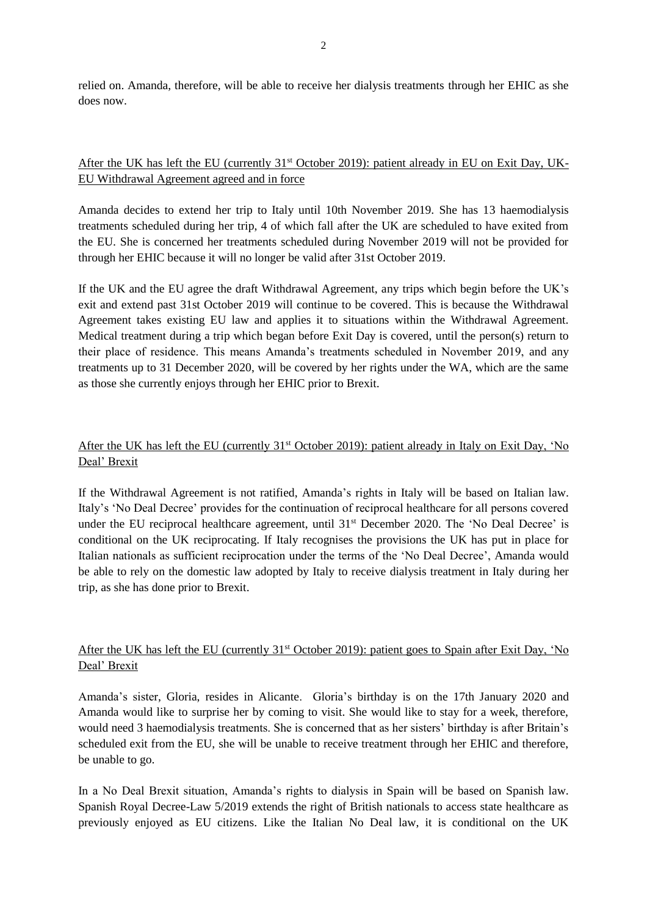relied on. Amanda, therefore, will be able to receive her dialysis treatments through her EHIC as she does now.

<u>After the UK has left the EU (currently 31st October 2019): patient already in EU on Exit Day, UK-EU Withdrawal Agreement agreed and in force</u>

Amanda decides to extend her trip to Italy until 10th November 2019. She has 13 haemodialysis treatments scheduled during her trip, 4 of which fall after the UK are scheduled to have exited from the EU. She is concerned her treatments scheduled during November 2019 will not be provided for through her EHIC because it will no longer be valid after 31st October 2019.

If the UK and the EU agree the draft Withdrawal Agreement, any trips which begin before the UK's exit and extend past 31st October 2019 will continue to be covered. This is because the Withdrawal Agreement takes existing EU law and applies it to situations within the Withdrawal Agreement. Medical treatment during a trip which began before Exit Day is covered, until the person(s) return to their place of residence. This means Amanda's treatments scheduled in November 2019, and any treatments up to 31 December 2020, will be covered by her rights under the WA, which are the same as those she currently enjoys through her EHIC prior to Brexit.

<u>After the UK has left the EU (currently 31st October 2019): patient already in Italy on Exit Day, 'No Deal' Brexit</u>

If the Withdrawal Agreement is not ratified, Amanda's rights in Italy will be based on Italian law. Italy's 'No Deal Decree' provides for the continuation of reciprocal healthcare for all persons covered under the EU reciprocal healthcare agreement, until 31st December 2020. The 'No Deal Decree' is conditional on the UK reciprocating. If Italy recognises the provisions the UK has put in place for Italian nationals as sufficient reciprocation under the terms of the 'No Deal Decree', Amanda would be able to rely on the domestic law adopted by Italy to receive dialysis treatment in Italy during her trip, as she has done prior to Brexit.

<u>After the UK has left the EU (currently 31st October 2019): patient goes to Spain after Exit Day, 'No Deal' Brexit</u>

Amanda's sister, Gloria, resides in Alicante. Gloria's birthday is on the 17th January 2020 and Amanda would like to surprise her by coming to visit. She would like to stay for a week, therefore, would need 3 haemodialysis treatments. She is concerned that as her sisters' birthday is after Britain's scheduled exit from the EU, she will be unable to receive treatment through her EHIC and therefore, be unable to go.

In a No Deal Brexit situation, Amanda's rights to dialysis in Spain will be based on Spanish law. Spanish Royal Decree-Law 5/2019 extends the right of British nationals to access state healthcare as previously enjoyed as EU citizens. Like the Italian No Deal law, it is conditional on the UK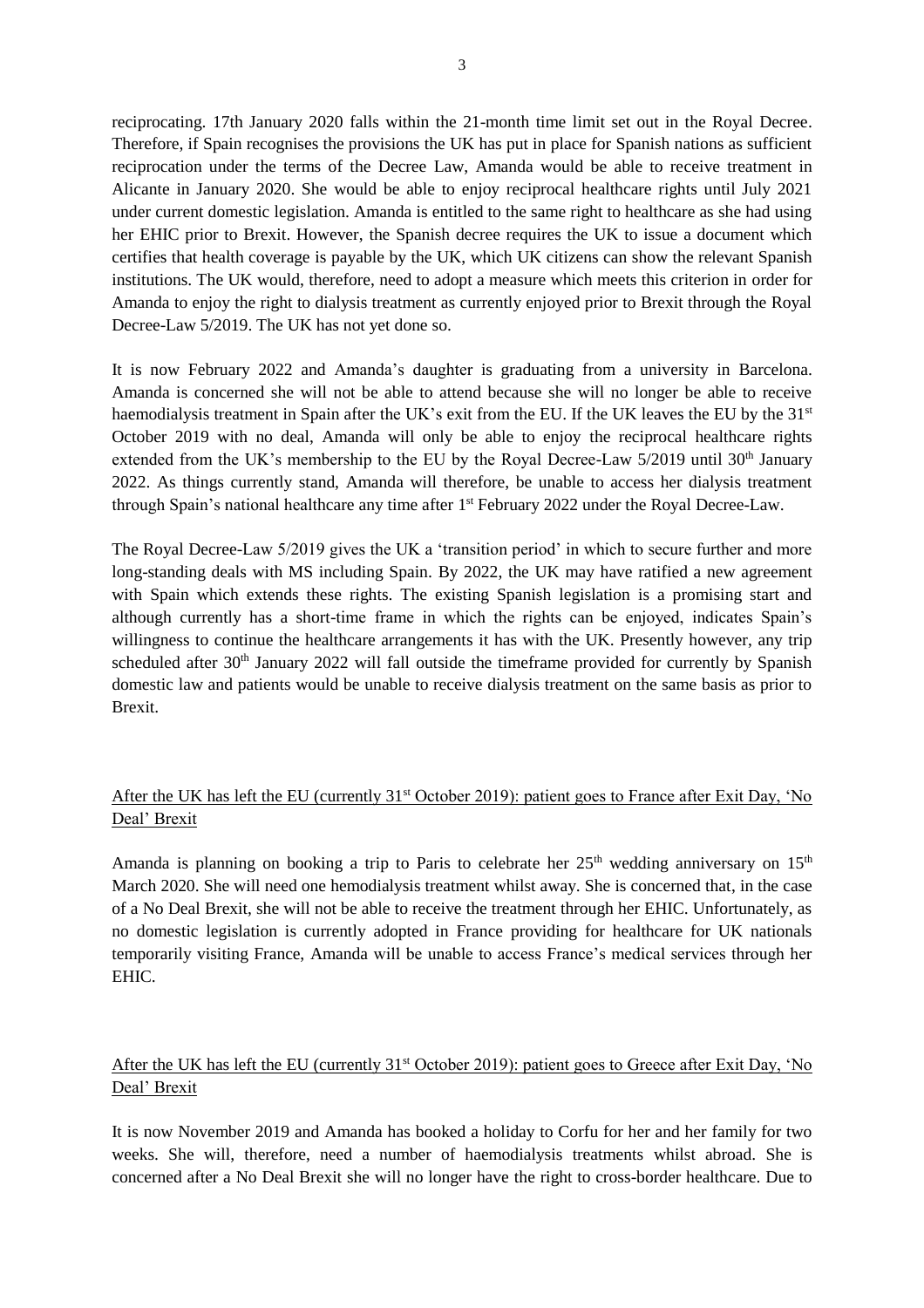reciprocating. 17th January 2020 falls within the 21-month time limit set out in the Royal Decree. Therefore, if Spain recognises the provisions the UK has put in place for Spanish nations as sufficient reciprocation under the terms of the Decree Law, Amanda would be able to receive treatment in Alicante in January 2020. She would be able to enjoy reciprocal healthcare rights until July 2021 under current domestic legislation. Amanda is entitled to the same right to healthcare as she had using her EHIC prior to Brexit. However, the Spanish decree requires the UK to issue a document which certifies that health coverage is payable by the UK, which UK citizens can show the relevant Spanish institutions. The UK would, therefore, need to adopt a measure which meets this criterion in order for Amanda to enjoy the right to dialysis treatment as currently enjoyed prior to Brexit through the Royal Decree-Law 5/2019. The UK has not yet done so.

It is now February 2022 and Amanda's daughter is graduating from a university in Barcelona. Amanda is concerned she will not be able to attend because she will no longer be able to receive haemodialysis treatment in Spain after the UK's exit from the EU. If the UK leaves the EU by the 31st October 2019 with no deal, Amanda will only be able to enjoy the reciprocal healthcare rights extended from the UK's membership to the EU by the Royal Decree-Law 5/2019 until 30th January 2022. As things currently stand, Amanda will therefore, be unable to access her dialysis treatment through Spain's national healthcare any time after 1st February 2022 under the Royal Decree-Law.

The Royal Decree-Law 5/2019 gives the UK a 'transition period' in which to secure further and more long-standing deals with MS including Spain. By 2022, the UK may have ratified a new agreement with Spain which extends these rights. The existing Spanish legislation is a promising start and although currently has a short-time frame in which the rights can be enjoyed, indicates Spain's willingness to continue the healthcare arrangements it has with the UK. Presently however, any trip scheduled after 30th January 2022 will fall outside the timeframe provided for currently by Spanish domestic law and patients would be unable to receive dialysis treatment on the same basis as prior to Brexit.

<u>After the UK has left the EU (currently 31st October 2019): patient goes to France after Exit Day, 'No Deal' Brexit</u>

Amanda is planning on booking a trip to Paris to celebrate her 25th wedding anniversary on 15th March 2020. She will need one hemodialysis treatment whilst away. She is concerned that, in the case of a No Deal Brexit, she will not be able to receive the treatment through her EHIC. Unfortunately, as no domestic legislation is currently adopted in France providing for healthcare for UK nationals temporarily visiting France, Amanda will be unable to access France's medical services through her EHIC.

<u>After the UK has left the EU (currently 31st October 2019): patient goes to Greece after Exit Day, 'No Deal' Brexit</u>

It is now November 2019 and Amanda has booked a holiday to Corfu for her and her family for two weeks. She will, therefore, need a number of haemodialysis treatments whilst abroad. She is concerned after a No Deal Brexit she will no longer have the right to cross-border healthcare. Due to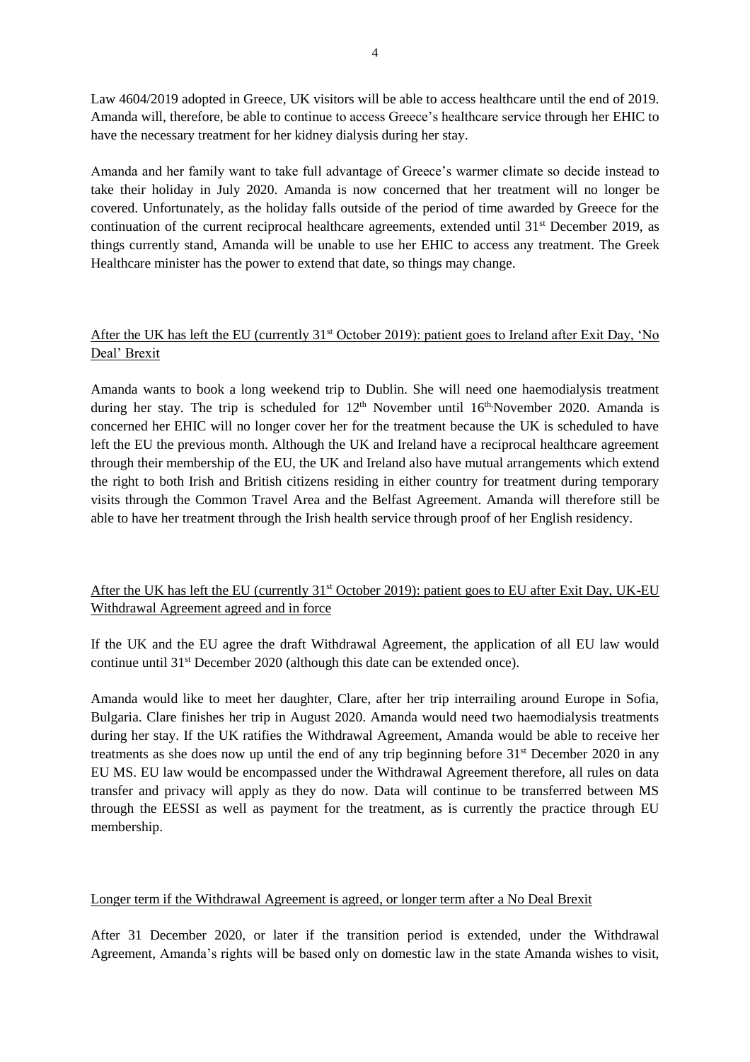Law 4604/2019 adopted in Greece, UK visitors will be able to access healthcare until the end of 2019. Amanda will, therefore, be able to continue to access Greece's healthcare service through her EHIC to have the necessary treatment for her kidney dialysis during her stay.

Amanda and her family want to take full advantage of Greece's warmer climate so decide instead to take their holiday in July 2020. Amanda is now concerned that her treatment will no longer be covered. Unfortunately, as the holiday falls outside of the period of time awarded by Greece for the continuation of the current reciprocal healthcare agreements, extended until 31st December 2019, as things currently stand, Amanda will be unable to use her EHIC to access any treatment. The Greek Healthcare minister has the power to extend that date, so things may change.

After the UK has left the EU (currently 31st October 2019): patient goes to Ireland after Exit Day, 'No Deal' Brexit

Amanda wants to book a long weekend trip to Dublin. She will need one haemodialysis treatment during her stay. The trip is scheduled for 12th November until 16th November 2020. Amanda is concerned her EHIC will no longer cover her for the treatment because the UK is scheduled to have left the EU the previous month. Although the UK and Ireland have a reciprocal healthcare agreement through their membership of the EU, the UK and Ireland also have mutual arrangements which extend the right to both Irish and British citizens residing in either country for treatment during temporary visits through the Common Travel Area and the Belfast Agreement. Amanda will therefore still be able to have her treatment through the Irish health service through proof of her English residency.

After the UK has left the EU (currently 31st October 2019): patient goes to EU after Exit Day, UK-EU Withdrawal Agreement agreed and in force

If the UK and the EU agree the draft Withdrawal Agreement, the application of all EU law would continue until 31st December 2020 (although this date can be extended once).

Amanda would like to meet her daughter, Clare, after her trip interrailing around Europe in Sofia, Bulgaria. Clare finishes her trip in August 2020. Amanda would need two haemodialysis treatments during her stay. If the UK ratifies the Withdrawal Agreement, Amanda would be able to receive her treatments as she does now up until the end of any trip beginning before 31st December 2020 in any EU MS. EU law would be encompassed under the Withdrawal Agreement therefore, all rules on data transfer and privacy will apply as they do now. Data will continue to be transferred between MS through the EESSI as well as payment for the treatment, as is currently the practice through EU membership.

Longer term if the Withdrawal Agreement is agreed, or longer term after a No Deal Brexit

After 31 December 2020, or later if the transition period is extended, under the Withdrawal Agreement, Amanda's rights will be based only on domestic law in the state Amanda wishes to visit,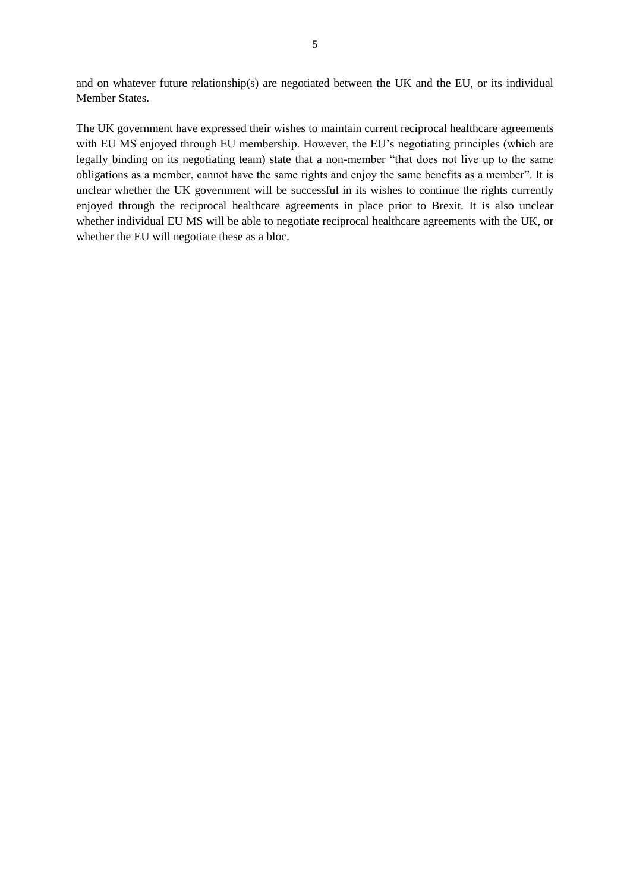and on whatever future relationship(s) are negotiated between the UK and the EU, or its individual Member States.

The UK government have expressed their wishes to maintain current reciprocal healthcare agreements with EU MS enjoyed through EU membership. However, the EU's negotiating principles (which are legally binding on its negotiating team) state that a non-member "that does not live up to the same obligations as a member, cannot have the same rights and enjoy the same benefits as a member". It is unclear whether the UK government will be successful in its wishes to continue the rights currently enjoyed through the reciprocal healthcare agreements in place prior to Brexit. It is also unclear whether individual EU MS will be able to negotiate reciprocal healthcare agreements with the UK, or whether the EU will negotiate these as a bloc.